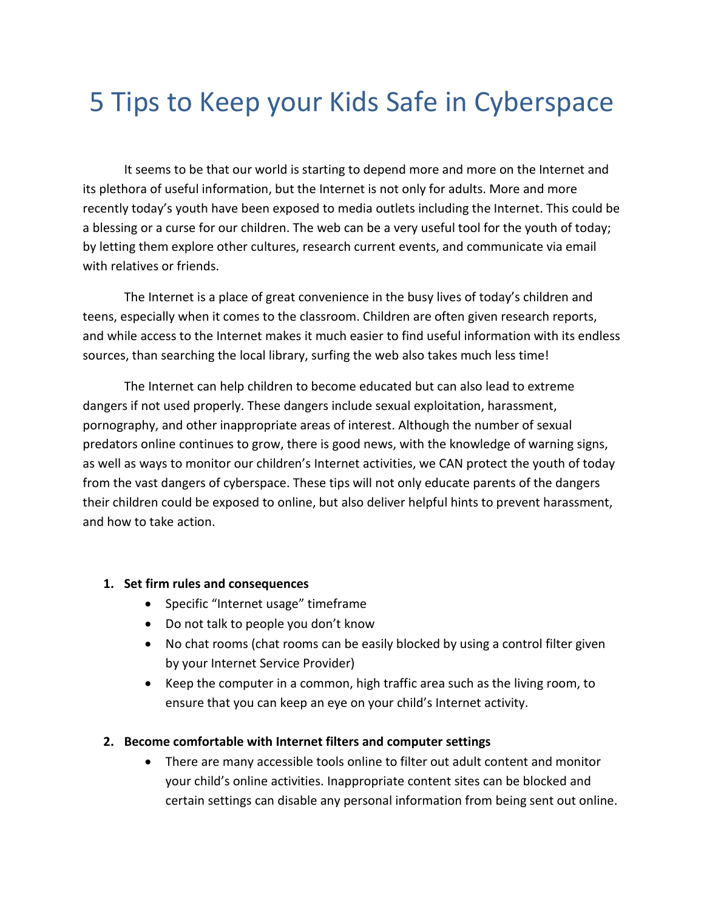# 5 Tips to Keep your Kids Safe in Cyberspace

It seems to be that our world is starting to depend more and more on the Internet and its plethora of useful information, but the Internet is not only for adults. More and more recently today's youth have been exposed to media outlets including the Internet. This could be a blessing or a curse for our children. The web can be a very useful tool for the youth of today; by letting them explore other cultures, research current events, and communicate via email with relatives or friends.

The Internet is a place of great convenience in the busy lives of today's children and teens, especially when it comes to the classroom. Children are often given research reports, and while access to the Internet makes it much easier to find useful information with its endless sources, than searching the local library, surfing the web also takes much less time!

The Internet can help children to become educated but can also lead to extreme dangers if not used properly. These dangers include sexual exploitation, harassment, pornography, and other inappropriate areas of interest. Although the number of sexual predators online continues to grow, there is good news, with the knowledge of warning signs, as well as ways to monitor our children's Internet activities, we CAN protect the youth of today from the vast dangers of cyberspace. These tips will not only educate parents of the dangers their children could be exposed to online, but also deliver helpful hints to prevent harassment, and how to take action.

1. **Set firm rules and consequences**
   - Specific "Internet usage" timeframe
   - Do not talk to people you don't know
   - No chat rooms (chat rooms can be easily blocked by using a control filter given by your Internet Service Provider)
   - Keep the computer in a common, high traffic area such as the living room, to ensure that you can keep an eye on your child's Internet activity.

2. **Become comfortable with Internet filters and computer settings**
   - There are many accessible tools online to filter out adult content and monitor your child's online activities. Inappropriate content sites can be blocked and certain settings can disable any personal information from being sent out online.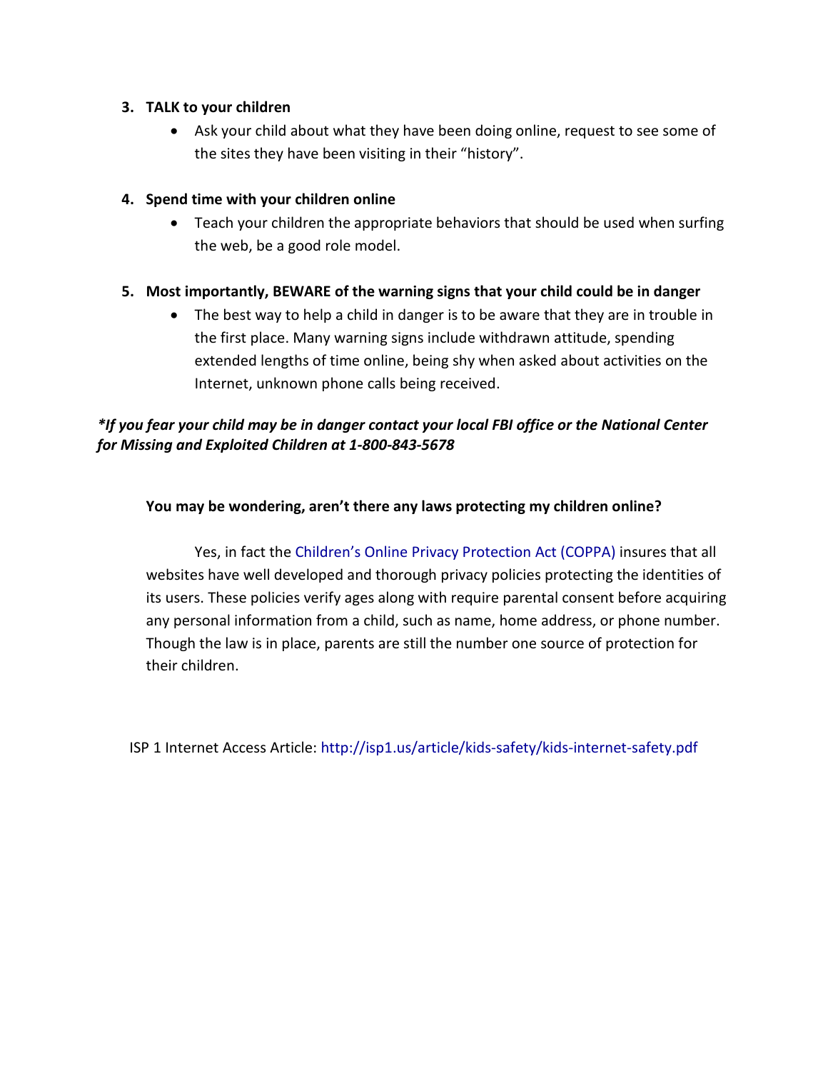3. **TALK to your children**
   - Ask your child about what they have been doing online, request to see some of the sites they have been visiting in their "history".

4. **Spend time with your children online**
   - Teach your children the appropriate behaviors that should be used when surfing the web, be a good role model.

5. **Most importantly, BEWARE of the warning signs that your child could be in danger**
   - The best way to help a child in danger is to be aware that they are in trouble in the first place. Many warning signs include withdrawn attitude, spending extended lengths of time online, being shy when asked about activities on the Internet, unknown phone calls being received.

***If you fear your child may be in danger contact your local FBI office or the National Center for Missing and Exploited Children at 1-800-843-5678***

**You may be wondering, aren't there any laws protecting my children online?**

Yes, in fact the Children's Online Privacy Protection Act (COPPA) insures that all websites have well developed and thorough privacy policies protecting the identities of its users. These policies verify ages along with require parental consent before acquiring any personal information from a child, such as name, home address, or phone number. Though the law is in place, parents are still the number one source of protection for their children.

ISP 1 Internet Access Article: http://isp1.us/article/kids-safety/kids-internet-safety.pdf